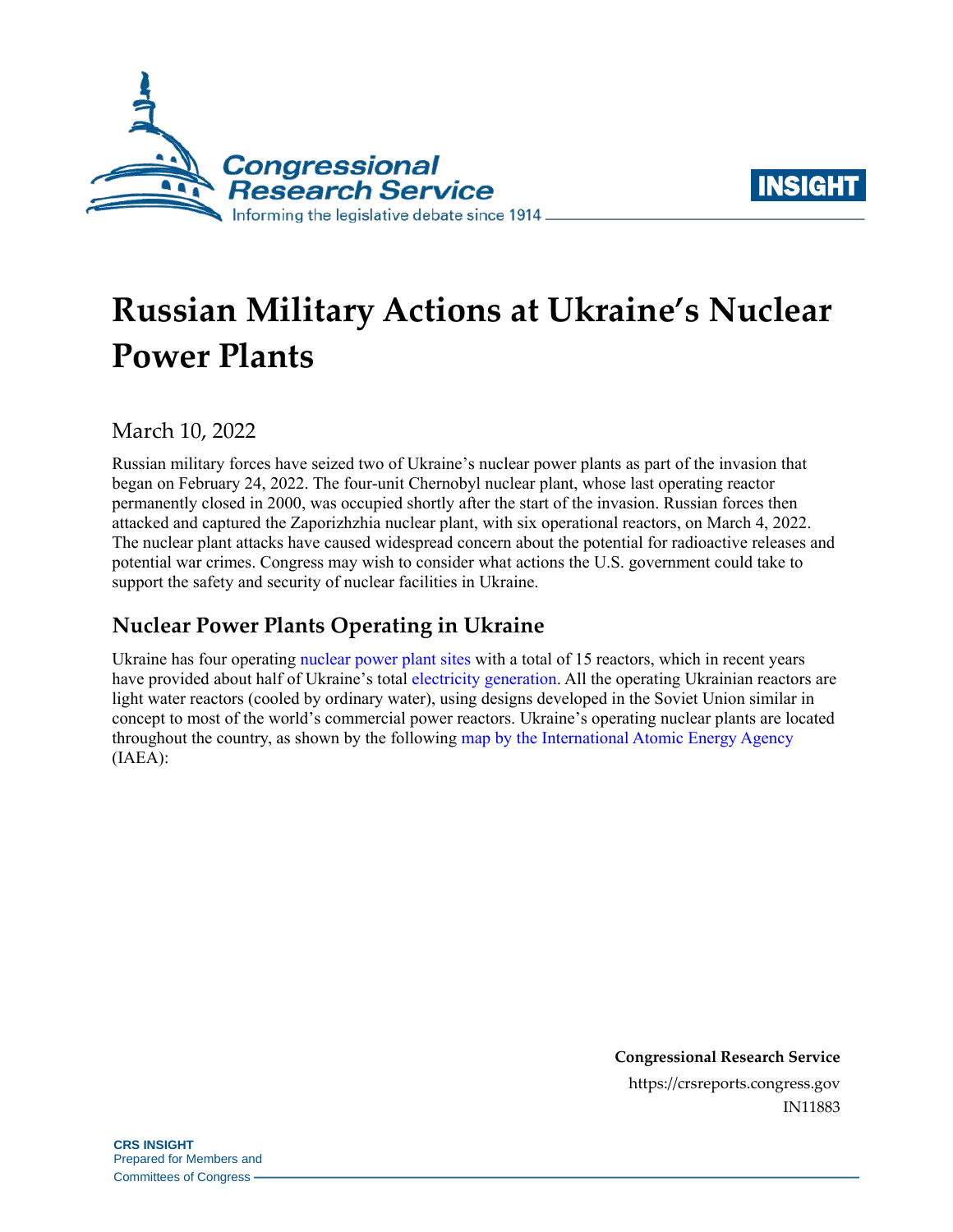# Russian Military Actions at Ukraine's Nuclear Power Plants

March 10, 2022

Russian military forces have seized two of Ukraine's nuclear power plants as part of the invasion that began on February 24, 2022. The four-unit Chernobyl nuclear plant, whose last operating reactor permanently closed in 2000, was occupied shortly after the start of the invasion. Russian forces then attacked and captured the Zaporizhzhia nuclear plant, with six operational reactors, on March 4, 2022. The nuclear plant attacks have caused widespread concern about the potential for radioactive releases and potential war crimes. Congress may wish to consider what actions the U.S. government could take to support the safety and security of nuclear facilities in Ukraine.

## Nuclear Power Plants Operating in Ukraine

Ukraine has four operating nuclear power plant sites with a total of 15 reactors, which in recent years have provided about half of Ukraine's total electricity generation. All the operating Ukrainian reactors are light water reactors (cooled by ordinary water), using designs developed in the Soviet Union similar in concept to most of the world's commercial power reactors. Ukraine's operating nuclear plants are located throughout the country, as shown by the following map by the International Atomic Energy Agency (IAEA):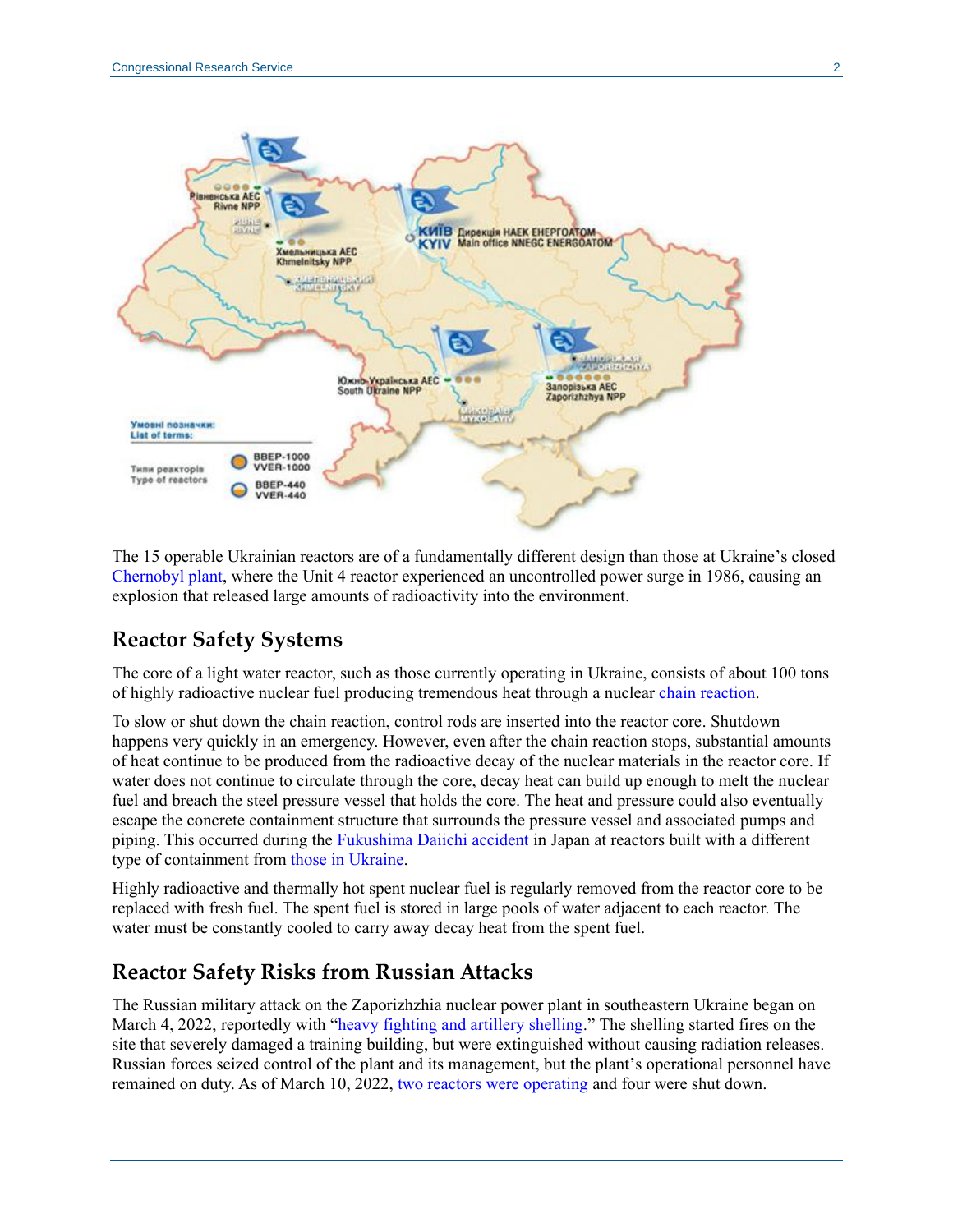The 15 operable Ukrainian reactors are of a fundamentally different design than those at Ukraine's closed Chernobyl plant, where the Unit 4 reactor experienced an uncontrolled power surge in 1986, causing an explosion that released large amounts of radioactivity into the environment.

## Reactor Safety Systems

The core of a light water reactor, such as those currently operating in Ukraine, consists of about 100 tons of highly radioactive nuclear fuel producing tremendous heat through a nuclear chain reaction.

To slow or shut down the chain reaction, control rods are inserted into the reactor core. Shutdown happens very quickly in an emergency. However, even after the chain reaction stops, substantial amounts of heat continue to be produced from the radioactive decay of the nuclear materials in the reactor core. If water does not continue to circulate through the core, decay heat can build up enough to melt the nuclear fuel and breach the steel pressure vessel that holds the core. The heat and pressure could also eventually escape the concrete containment structure that surrounds the pressure vessel and associated pumps and piping. This occurred during the Fukushima Daiichi accident in Japan at reactors built with a different type of containment from those in Ukraine.

Highly radioactive and thermally hot spent nuclear fuel is regularly removed from the reactor core to be replaced with fresh fuel. The spent fuel is stored in large pools of water adjacent to each reactor. The water must be constantly cooled to carry away decay heat from the spent fuel.

## Reactor Safety Risks from Russian Attacks

The Russian military attack on the Zaporizhzhia nuclear power plant in southeastern Ukraine began on March 4, 2022, reportedly with "heavy fighting and artillery shelling." The shelling started fires on the site that severely damaged a training building, but were extinguished without causing radiation releases. Russian forces seized control of the plant and its management, but the plant's operational personnel have remained on duty. As of March 10, 2022, two reactors were operating and four were shut down.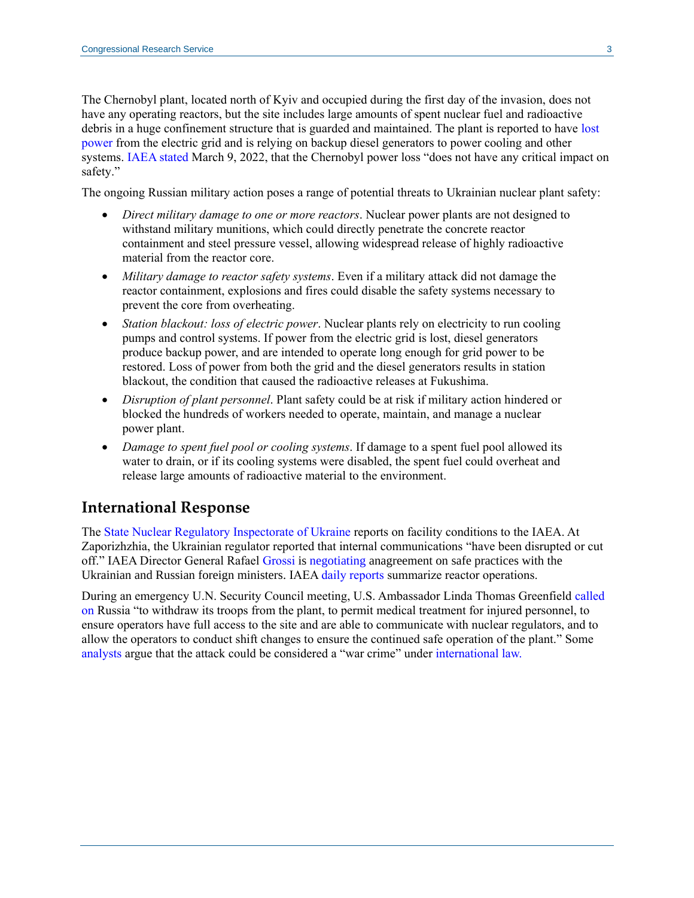The Chernobyl plant, located north of Kyiv and occupied during the first day of the invasion, does not have any operating reactors, but the site includes large amounts of spent nuclear fuel and radioactive debris in a huge confinement structure that is guarded and maintained. The plant is reported to have lost power from the electric grid and is relying on backup diesel generators to power cooling and other systems. IAEA stated March 9, 2022, that the Chernobyl power loss "does not have any critical impact on safety."

The ongoing Russian military action poses a range of potential threats to Ukrainian nuclear plant safety:

- *Direct military damage to one or more reactors*. Nuclear power plants are not designed to withstand military munitions, which could directly penetrate the concrete reactor containment and steel pressure vessel, allowing widespread release of highly radioactive material from the reactor core.
- *Military damage to reactor safety systems*. Even if a military attack did not damage the reactor containment, explosions and fires could disable the safety systems necessary to prevent the core from overheating.
- *Station blackout: loss of electric power*. Nuclear plants rely on electricity to run cooling pumps and control systems. If power from the electric grid is lost, diesel generators produce backup power, and are intended to operate long enough for grid power to be restored. Loss of power from both the grid and the diesel generators results in station blackout, the condition that caused the radioactive releases at Fukushima.
- *Disruption of plant personnel*. Plant safety could be at risk if military action hindered or blocked the hundreds of workers needed to operate, maintain, and manage a nuclear power plant.
- *Damage to spent fuel pool or cooling systems*. If damage to a spent fuel pool allowed its water to drain, or if its cooling systems were disabled, the spent fuel could overheat and release large amounts of radioactive material to the environment.

## International Response

The State Nuclear Regulatory Inspectorate of Ukraine reports on facility conditions to the IAEA. At Zaporizhzhia, the Ukrainian regulator reported that internal communications "have been disrupted or cut off." IAEA Director General Rafael Grossi is negotiating anagreement on safe practices with the Ukrainian and Russian foreign ministers. IAEA daily reports summarize reactor operations.

During an emergency U.N. Security Council meeting, U.S. Ambassador Linda Thomas Greenfield called on Russia "to withdraw its troops from the plant, to permit medical treatment for injured personnel, to ensure operators have full access to the site and are able to communicate with nuclear regulators, and to allow the operators to conduct shift changes to ensure the continued safe operation of the plant." Some analysts argue that the attack could be considered a "war crime" under international law.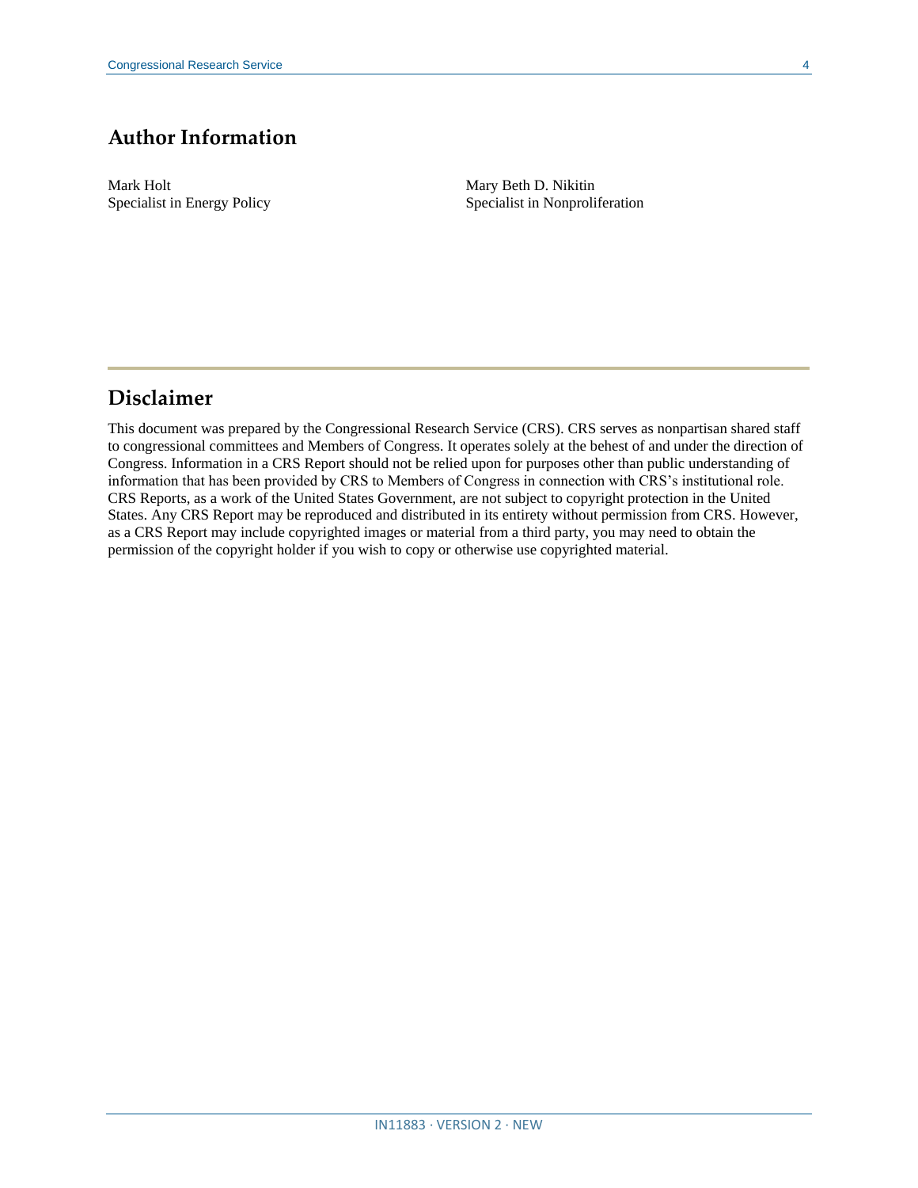## Author Information

Mark Holt
Specialist in Energy Policy

Mary Beth D. Nikitin
Specialist in Nonproliferation

## Disclaimer

This document was prepared by the Congressional Research Service (CRS). CRS serves as nonpartisan shared staff to congressional committees and Members of Congress. It operates solely at the behest of and under the direction of Congress. Information in a CRS Report should not be relied upon for purposes other than public understanding of information that has been provided by CRS to Members of Congress in connection with CRS's institutional role. CRS Reports, as a work of the United States Government, are not subject to copyright protection in the United States. Any CRS Report may be reproduced and distributed in its entirety without permission from CRS. However, as a CRS Report may include copyrighted images or material from a third party, you may need to obtain the permission of the copyright holder if you wish to copy or otherwise use copyrighted material.